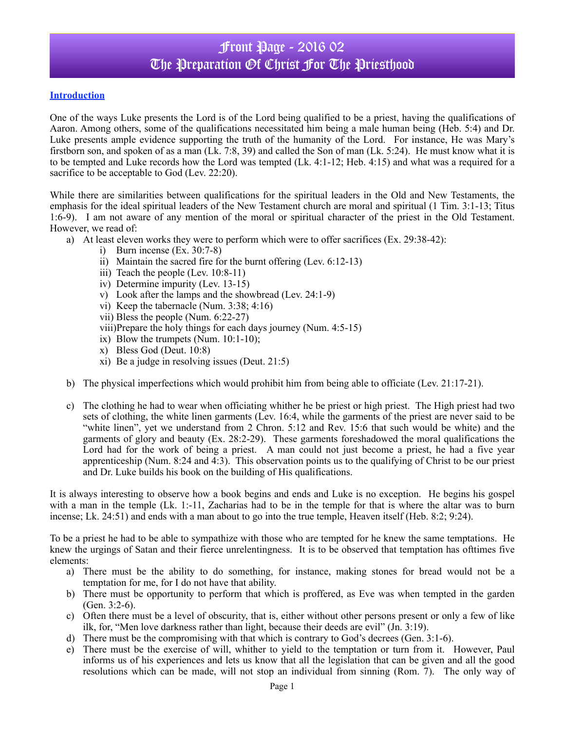# Front Page - 2016 02
# The Preparation Of Christ For The Priesthood

**Introduction**

One of the ways Luke presents the Lord is of the Lord being qualified to be a priest, having the qualifications of Aaron. Among others, some of the qualifications necessitated him being a male human being (Heb. 5:4) and Dr. Luke presents ample evidence supporting the truth of the humanity of the Lord. For instance, He was Mary's firstborn son, and spoken of as a man (Lk. 7:8, 39) and called the Son of man (Lk. 5:24). He must know what it is to be tempted and Luke records how the Lord was tempted (Lk. 4:1-12; Heb. 4:15) and what was a required for a sacrifice to be acceptable to God (Lev. 22:20).

While there are similarities between qualifications for the spiritual leaders in the Old and New Testaments, the emphasis for the ideal spiritual leaders of the New Testament church are moral and spiritual (1 Tim. 3:1-13; Titus 1:6-9). I am not aware of any mention of the moral or spiritual character of the priest in the Old Testament. However, we read of:

a) At least eleven works they were to perform which were to offer sacrifices (Ex. 29:38-42):
   i) Burn incense (Ex. 30:7-8)
   ii) Maintain the sacred fire for the burnt offering (Lev. 6:12-13)
   iii) Teach the people (Lev. 10:8-11)
   iv) Determine impurity (Lev. 13-15)
   v) Look after the lamps and the showbread (Lev. 24:1-9)
   vi) Keep the tabernacle (Num. 3:38; 4:16)
   vii) Bless the people (Num. 6:22-27)
   viii) Prepare the holy things for each days journey (Num. 4:5-15)
   ix) Blow the trumpets (Num. 10:1-10);
   x) Bless God (Deut. 10:8)
   xi) Be a judge in resolving issues (Deut. 21:5)

b) The physical imperfections which would prohibit him from being able to officiate (Lev. 21:17-21).

c) The clothing he had to wear when officiating whither he be priest or high priest. The High priest had two sets of clothing, the white linen garments (Lev. 16:4, while the garments of the priest are never said to be "white linen", yet we understand from 2 Chron. 5:12 and Rev. 15:6 that such would be white) and the garments of glory and beauty (Ex. 28:2-29). These garments foreshadowed the moral qualifications the Lord had for the work of being a priest. A man could not just become a priest, he had a five year apprenticeship (Num. 8:24 and 4:3). This observation points us to the qualifying of Christ to be our priest and Dr. Luke builds his book on the building of His qualifications.

It is always interesting to observe how a book begins and ends and Luke is no exception. He begins his gospel with a man in the temple (Lk. 1:-11, Zacharias had to be in the temple for that is where the altar was to burn incense; Lk. 24:51) and ends with a man about to go into the true temple, Heaven itself (Heb. 8:2; 9:24).

To be a priest he had to be able to sympathize with those who are tempted for he knew the same temptations. He knew the urgings of Satan and their fierce unrelentingness. It is to be observed that temptation has ofttimes five elements:

a) There must be the ability to do something, for instance, making stones for bread would not be a temptation for me, for I do not have that ability.
b) There must be opportunity to perform that which is proffered, as Eve was when tempted in the garden (Gen. 3:2-6).
c) Often there must be a level of obscurity, that is, either without other persons present or only a few of like ilk, for, "Men love darkness rather than light, because their deeds are evil" (Jn. 3:19).
d) There must be the compromising with that which is contrary to God's decrees (Gen. 3:1-6).
e) There must be the exercise of will, whither to yield to the temptation or turn from it. However, Paul informs us of his experiences and lets us know that all the legislation that can be given and all the good resolutions which can be made, will not stop an individual from sinning (Rom. 7). The only way of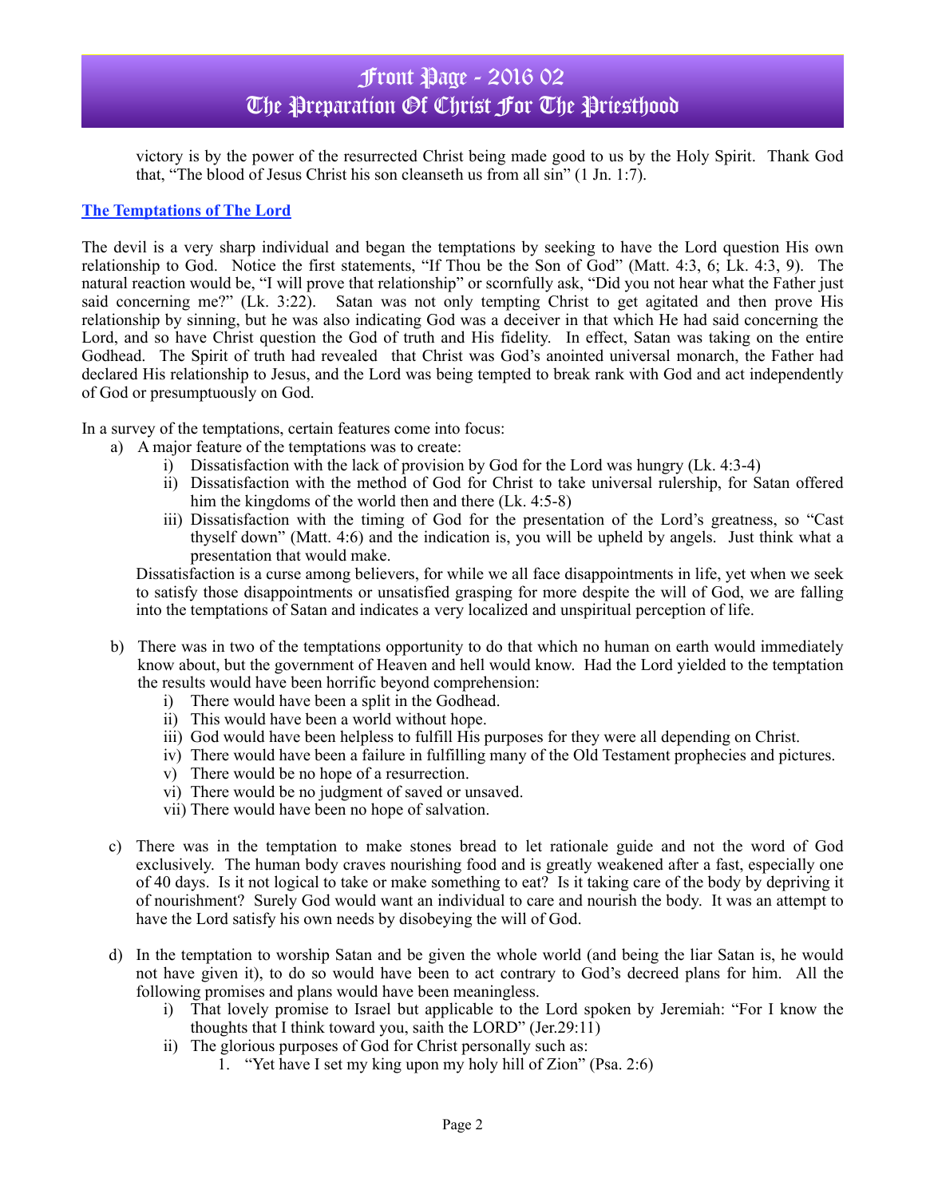victory is by the power of the resurrected Christ being made good to us by the Holy Spirit. Thank God that, "The blood of Jesus Christ his son cleanseth us from all sin" (1 Jn. 1:7).

## The Temptations of The Lord

The devil is a very sharp individual and began the temptations by seeking to have the Lord question His own relationship to God. Notice the first statements, "If Thou be the Son of God" (Matt. 4:3, 6; Lk. 4:3, 9). The natural reaction would be, "I will prove that relationship" or scornfully ask, "Did you not hear what the Father just said concerning me?" (Lk. 3:22). Satan was not only tempting Christ to get agitated and then prove His relationship by sinning, but he was also indicating God was a deceiver in that which He had said concerning the Lord, and so have Christ question the God of truth and His fidelity. In effect, Satan was taking on the entire Godhead. The Spirit of truth had revealed that Christ was God's anointed universal monarch, the Father had declared His relationship to Jesus, and the Lord was being tempted to break rank with God and act independently of God or presumptuously on God.

In a survey of the temptations, certain features come into focus:

a) A major feature of the temptations was to create:
   i) Dissatisfaction with the lack of provision by God for the Lord was hungry (Lk. 4:3-4)
   ii) Dissatisfaction with the method of God for Christ to take universal rulership, for Satan offered him the kingdoms of the world then and there (Lk. 4:5-8)
   iii) Dissatisfaction with the timing of God for the presentation of the Lord's greatness, so "Cast thyself down" (Matt. 4:6) and the indication is, you will be upheld by angels. Just think what a presentation that would make.

   Dissatisfaction is a curse among believers, for while we all face disappointments in life, yet when we seek to satisfy those disappointments or unsatisfied grasping for more despite the will of God, we are falling into the temptations of Satan and indicates a very localized and unspiritual perception of life.

b) There was in two of the temptations opportunity to do that which no human on earth would immediately know about, but the government of Heaven and hell would know. Had the Lord yielded to the temptation the results would have been horrific beyond comprehension:
   i) There would have been a split in the Godhead.
   ii) This would have been a world without hope.
   iii) God would have been helpless to fulfill His purposes for they were all depending on Christ.
   iv) There would have been a failure in fulfilling many of the Old Testament prophecies and pictures.
   v) There would be no hope of a resurrection.
   vi) There would be no judgment of saved or unsaved.
   vii) There would have been no hope of salvation.

c) There was in the temptation to make stones bread to let rationale guide and not the word of God exclusively. The human body craves nourishing food and is greatly weakened after a fast, especially one of 40 days. Is it not logical to take or make something to eat? Is it taking care of the body by depriving it of nourishment? Surely God would want an individual to care and nourish the body. It was an attempt to have the Lord satisfy his own needs by disobeying the will of God.

d) In the temptation to worship Satan and be given the whole world (and being the liar Satan is, he would not have given it), to do so would have been to act contrary to God's decreed plans for him. All the following promises and plans would have been meaningless.
   i) That lovely promise to Israel but applicable to the Lord spoken by Jeremiah: "For I know the thoughts that I think toward you, saith the LORD" (Jer.29:11)
   ii) The glorious purposes of God for Christ personally such as:
      1. "Yet have I set my king upon my holy hill of Zion" (Psa. 2:6)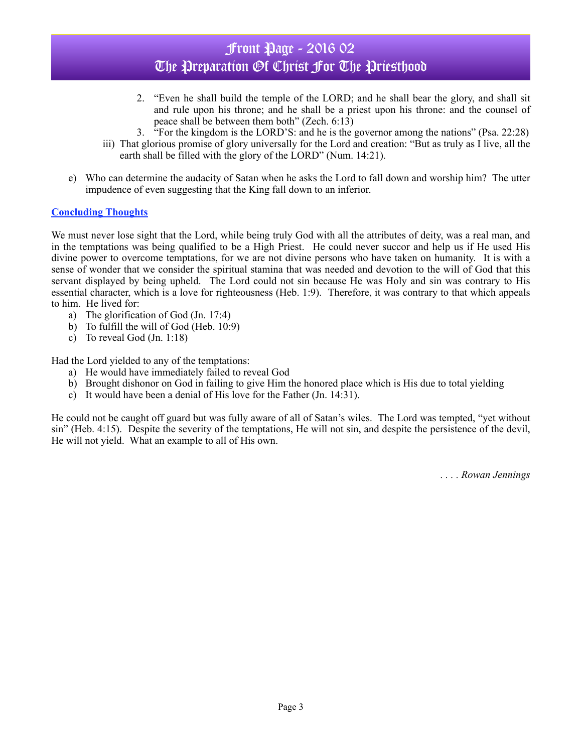2. “Even he shall build the temple of the LORD; and he shall bear the glory, and shall sit and rule upon his throne; and he shall be a priest upon his throne: and the counsel of peace shall be between them both” (Zech. 6:13)
3. “For the kingdom is the LORD’S: and he is the governor among the nations” (Psa. 22:28)

iii) That glorious promise of glory universally for the Lord and creation: “But as truly as I live, all the earth shall be filled with the glory of the LORD” (Num. 14:21).

e) Who can determine the audacity of Satan when he asks the Lord to fall down and worship him? The utter impudence of even suggesting that the King fall down to an inferior.

## Concluding Thoughts

We must never lose sight that the Lord, while being truly God with all the attributes of deity, was a real man, and in the temptations was being qualified to be a High Priest. He could never succor and help us if He used His divine power to overcome temptations, for we are not divine persons who have taken on humanity. It is with a sense of wonder that we consider the spiritual stamina that was needed and devotion to the will of God that this servant displayed by being upheld. The Lord could not sin because He was Holy and sin was contrary to His essential character, which is a love for righteousness (Heb. 1:9). Therefore, it was contrary to that which appeals to him. He lived for:

a) The glorification of God (Jn. 17:4)
b) To fulfill the will of God (Heb. 10:9)
c) To reveal God (Jn. 1:18)

Had the Lord yielded to any of the temptations:

a) He would have immediately failed to reveal God
b) Brought dishonor on God in failing to give Him the honored place which is His due to total yielding
c) It would have been a denial of His love for the Father (Jn. 14:31).

He could not be caught off guard but was fully aware of all of Satan’s wiles. The Lord was tempted, “yet without sin” (Heb. 4:15). Despite the severity of the temptations, He will not sin, and despite the persistence of the devil, He will not yield. What an example to all of His own.

. . . . *Rowan Jennings*